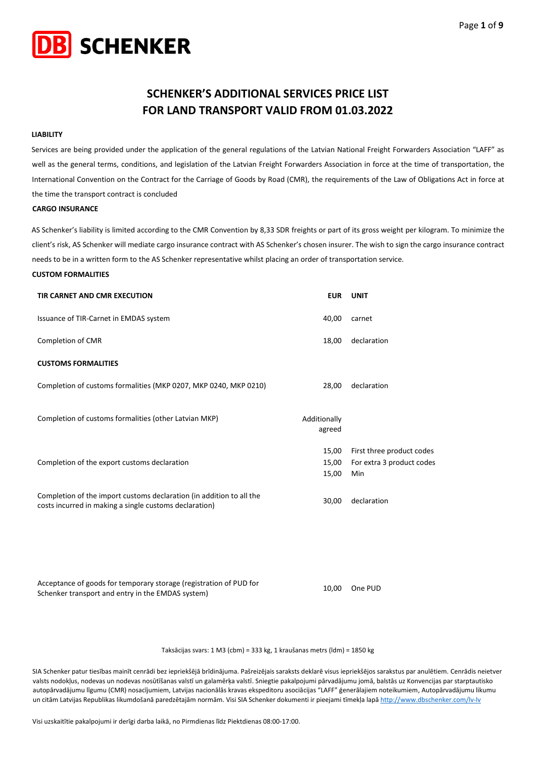DB SCHENKER

# SCHENKER'S ADDITIONAL SERVICES PRICE LIST FOR LAND TRANSPORT VALID FROM 01.03.2022

**LIABILITY**

Services are being provided under the application of the general regulations of the Latvian National Freight Forwarders Association "LAFF" as well as the general terms, conditions, and legislation of the Latvian Freight Forwarders Association in force at the time of transportation, the International Convention on the Contract for the Carriage of Goods by Road (CMR), the requirements of the Law of Obligations Act in force at the time the transport contract is concluded

**CARGO INSURANCE**

AS Schenker's liability is limited according to the CMR Convention by 8,33 SDR freights or part of its gross weight per kilogram. To minimize the client's risk, AS Schenker will mediate cargo insurance contract with AS Schenker's chosen insurer. The wish to sign the cargo insurance contract needs to be in a written form to the AS Schenker representative whilst placing an order of transportation service.

**CUSTOM FORMALITIES**

| TIR CARNET AND CMR EXECUTION | EUR | UNIT |
|---|---|---|
| Issuance of TIR-Carnet in EMDAS system | 40,00 | carnet |
| Completion of CMR | 18,00 | declaration |
| **CUSTOMS FORMALITIES** | | |
| Completion of customs formalities (MKP 0207, MKP 0240, MKP 0210) | 28,00 | declaration |
| Completion of customs formalities (other Latvian MKP) | Additionally agreed | |
| Completion of the export customs declaration | 15,00 | First three product codes |
| | 15,00 | For extra 3 product codes |
| | 15,00 | Min |
| Completion of the import customs declaration (in addition to all the costs incurred in making a single customs declaration) | 30,00 | declaration |
| Acceptance of goods for temporary storage (registration of PUD for Schenker transport and entry in the EMDAS system) | 10,00 | One PUD |

Taksācijas svars: 1 M3 (cbm) = 333 kg, 1 kraušanas metrs (ldm) = 1850 kg

SIA Schenker patur tiesības mainīt cenrādi bez iepriekšējā brīdinājuma. Pašreizējais saraksts deklarē visus iepriekšējos sarakstus par anulētiem. Cenrādis neietver valsts nodokļus, nodevas un nodevas nosūtīšanas valstī un galamērķa valstī. Sniegtie pakalpojumi pārvadājumu jomā, balstās uz Konvencijas par starptautisko autopārvadājumu līgumu (CMR) nosacījumiem, Latvijas nacionālās kravas ekspeditoru asociācijas "LAFF" ģenerālajiem noteikumiem, Autopārvadājumu likumu un citām Latvijas Republikas likumdošanā paredzētajām normām. Visi SIA Schenker dokumenti ir pieejami tīmekļa lapā http://www.dbschenker.com/lv-lv

Visi uzskaitītie pakalpojumi ir derīgi darba laikā, no Pirmdienas līdz Piektdienas 08:00-17:00.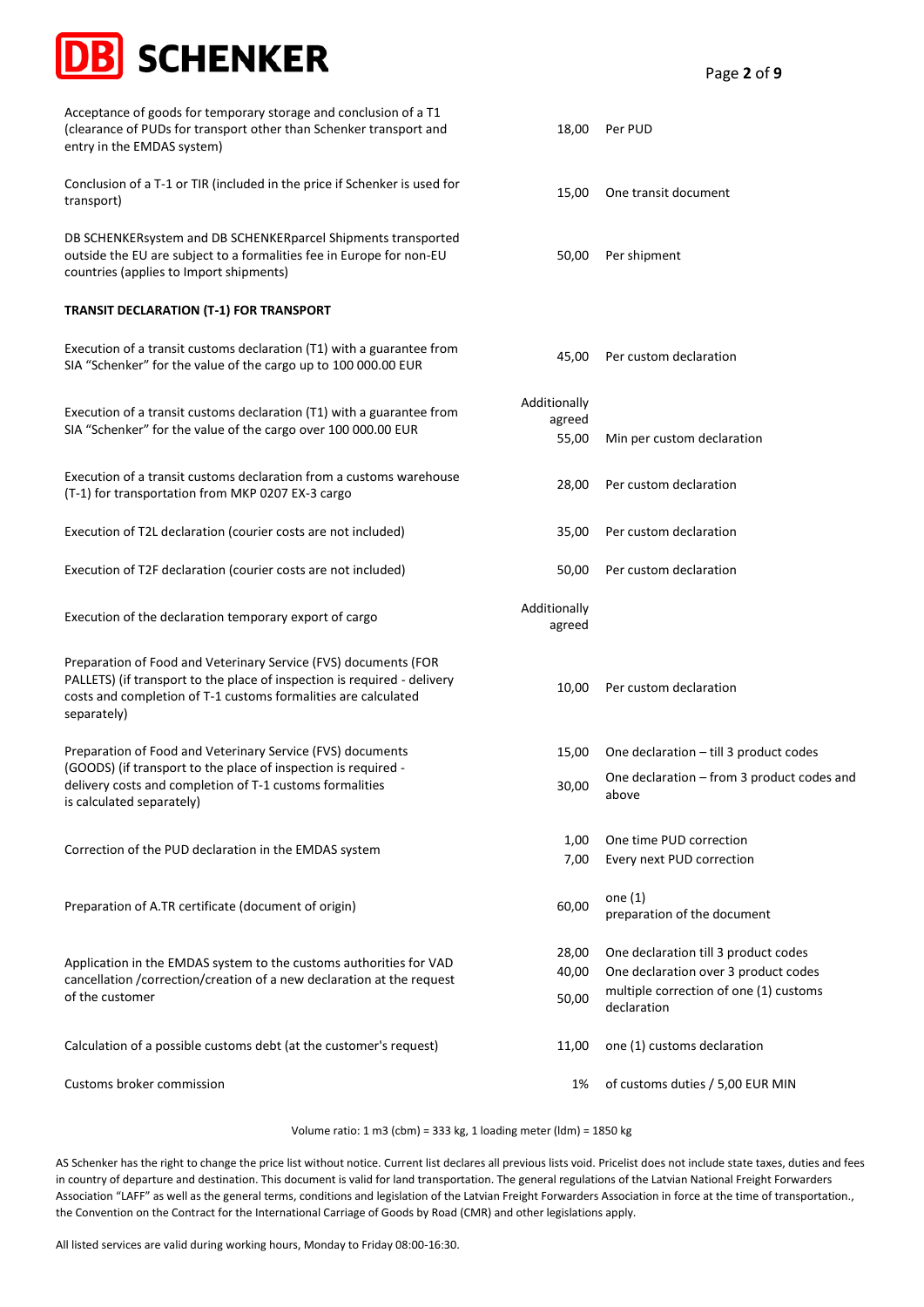| Service | Price | Unit |
|---|---|---|
| Acceptance of goods for temporary storage and conclusion of a T1 (clearance of PUDs for transport other than Schenker transport and entry in the EMDAS system) | 18,00 | Per PUD |
| Conclusion of a T-1 or TIR (included in the price if Schenker is used for transport) | 15,00 | One transit document |
| DB SCHENKERsystem and DB SCHENKERparcel Shipments transported outside the EU are subject to a formalities fee in Europe for non-EU countries (applies to Import shipments) | 50,00 | Per shipment |
| **TRANSIT DECLARATION (T-1) FOR TRANSPORT** | | |
| Execution of a transit customs declaration (T1) with a guarantee from SIA "Schenker" for the value of the cargo up to 100 000.00 EUR | 45,00 | Per custom declaration |
| Execution of a transit customs declaration (T1) with a guarantee from SIA "Schenker" for the value of the cargo over 100 000.00 EUR | Additionally agreed<br>55,00 | Min per custom declaration |
| Execution of a transit customs declaration from a customs warehouse (T-1) for transportation from MKP 0207 EX-3 cargo | 28,00 | Per custom declaration |
| Execution of T2L declaration (courier costs are not included) | 35,00 | Per custom declaration |
| Execution of T2F declaration (courier costs are not included) | 50,00 | Per custom declaration |
| Execution of the declaration temporary export of cargo | Additionally agreed | |
| Preparation of Food and Veterinary Service (FVS) documents (FOR PALLETS) (if transport to the place of inspection is required - delivery costs and completion of T-1 customs formalities are calculated separately) | 10,00 | Per custom declaration |
| Preparation of Food and Veterinary Service (FVS) documents (GOODS) (if transport to the place of inspection is required - delivery costs and completion of T-1 customs formalities is calculated separately) | 15,00<br>30,00 | One declaration – till 3 product codes<br>One declaration – from 3 product codes and above |
| Correction of the PUD declaration in the EMDAS system | 1,00<br>7,00 | One time PUD correction<br>Every next PUD correction |
| Preparation of A.TR certificate (document of origin) | 60,00 | one (1) preparation of the document |
| Application in the EMDAS system to the customs authorities for VAD cancellation /correction/creation of a new declaration at the request of the customer | 28,00<br>40,00<br>50,00 | One declaration till 3 product codes<br>One declaration over 3 product codes<br>multiple correction of one (1) customs declaration |
| Calculation of a possible customs debt (at the customer's request) | 11,00 | one (1) customs declaration |
| Customs broker commission | 1% | of customs duties / 5,00 EUR MIN |

Volume ratio: 1 m3 (cbm) = 333 kg, 1 loading meter (ldm) = 1850 kg

AS Schenker has the right to change the price list without notice. Current list declares all previous lists void. Pricelist does not include state taxes, duties and fees in country of departure and destination. This document is valid for land transportation. The general regulations of the Latvian National Freight Forwarders Association "LAFF" as well as the general terms, conditions and legislation of the Latvian Freight Forwarders Association in force at the time of transportation., the Convention on the Contract for the International Carriage of Goods by Road (CMR) and other legislations apply.

All listed services are valid during working hours, Monday to Friday 08:00-16:30.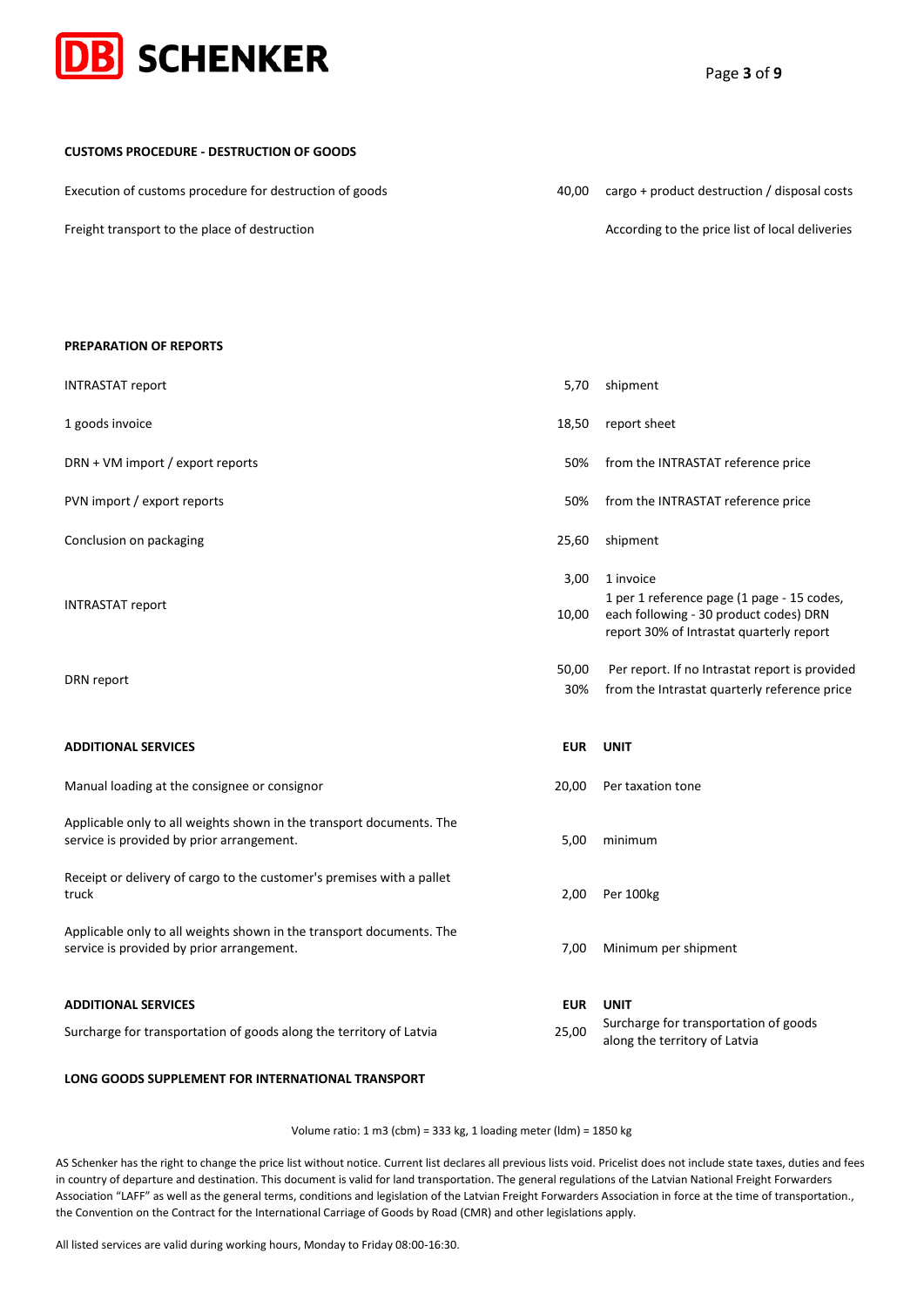## CUSTOMS PROCEDURE - DESTRUCTION OF GOODS

| | | |
|---|---|---|
| Execution of customs procedure for destruction of goods | 40,00 | cargo + product destruction / disposal costs |
| Freight transport to the place of destruction | | According to the price list of local deliveries |

## PREPARATION OF REPORTS

| | | |
|---|---|---|
| INTRASTAT report | 5,70 | shipment |
| 1 goods invoice | 18,50 | report sheet |
| DRN + VM import / export reports | 50% | from the INTRASTAT reference price |
| PVN import / export reports | 50% | from the INTRASTAT reference price |
| Conclusion on packaging | 25,60 | shipment |
| INTRASTAT report | 3,00 | 1 invoice |
| | 10,00 | 1 per 1 reference page (1 page - 15 codes, each following - 30 product codes) DRN report 30% of Intrastat quarterly report |
| DRN report | 50,00 | Per report. If no Intrastat report is provided |
| | 30% | from the Intrastat quarterly reference price |

## ADDITIONAL SERVICES

| | EUR | UNIT |
|---|---|---|
| Manual loading at the consignee or consignor | 20,00 | Per taxation tone |
| Applicable only to all weights shown in the transport documents. The service is provided by prior arrangement. | 5,00 | minimum |
| Receipt or delivery of cargo to the customer's premises with a pallet truck | 2,00 | Per 100kg |
| Applicable only to all weights shown in the transport documents. The service is provided by prior arrangement. | 7,00 | Minimum per shipment |

## ADDITIONAL SERVICES

| | EUR | UNIT |
|---|---|---|
| Surcharge for transportation of goods along the territory of Latvia | 25,00 | Surcharge for transportation of goods along the territory of Latvia |

## LONG GOODS SUPPLEMENT FOR INTERNATIONAL TRANSPORT

Volume ratio: 1 m3 (cbm) = 333 kg, 1 loading meter (ldm) = 1850 kg

AS Schenker has the right to change the price list without notice. Current list declares all previous lists void. Pricelist does not include state taxes, duties and fees in country of departure and destination. This document is valid for land transportation. The general regulations of the Latvian National Freight Forwarders Association "LAFF" as well as the general terms, conditions and legislation of the Latvian Freight Forwarders Association in force at the time of transportation., the Convention on the Contract for the International Carriage of Goods by Road (CMR) and other legislations apply.

All listed services are valid during working hours, Monday to Friday 08:00-16:30.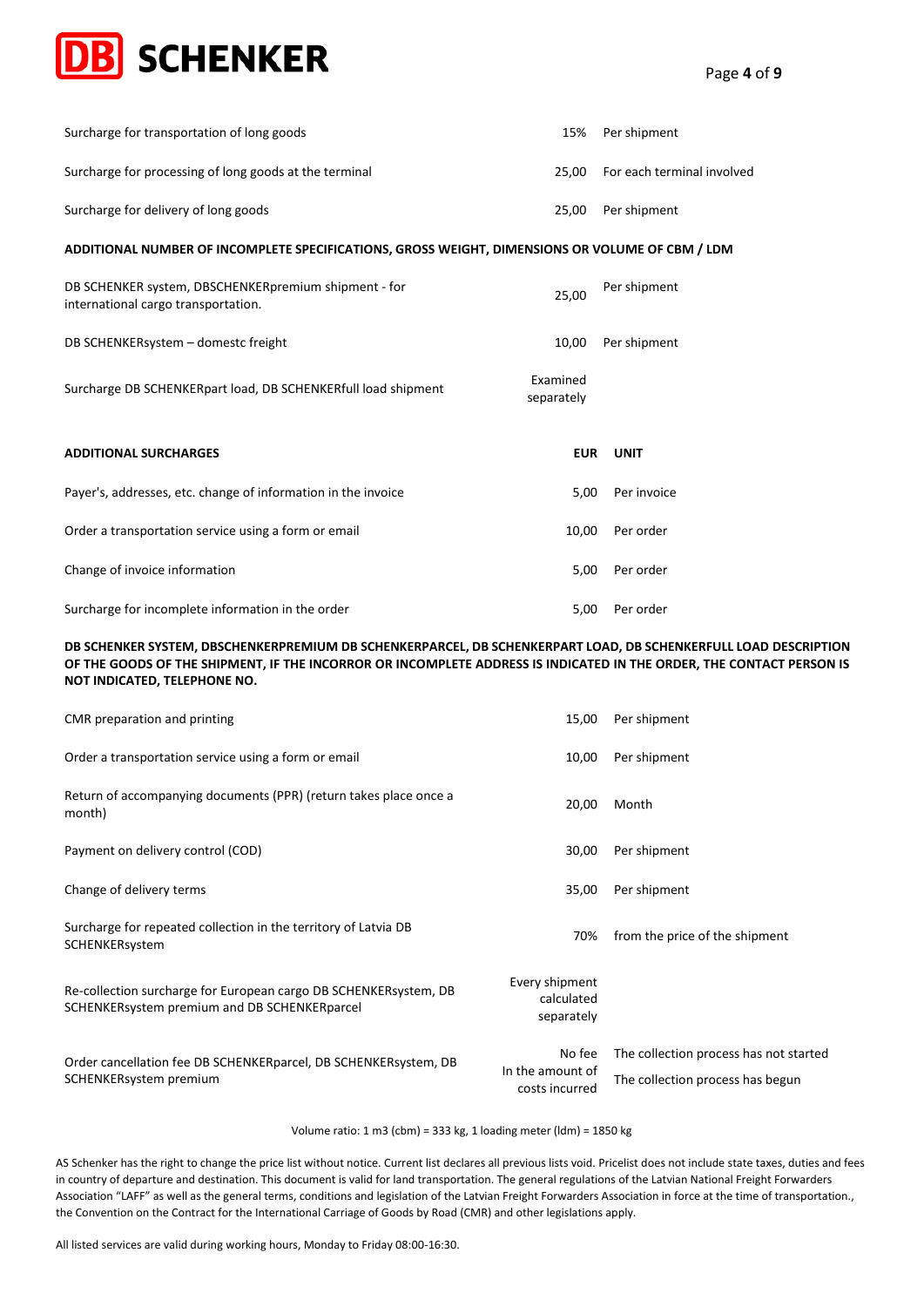| | | |
|---|---|---|
| Surcharge for transportation of long goods | 15% | Per shipment |
| Surcharge for processing of long goods at the terminal | 25,00 | For each terminal involved |
| Surcharge for delivery of long goods | 25,00 | Per shipment |

**ADDITIONAL NUMBER OF INCOMPLETE SPECIFICATIONS, GROSS WEIGHT, DIMENSIONS OR VOLUME OF CBM / LDM**

| | | |
|---|---|---|
| DB SCHENKER system, DBSCHENKERpremium shipment - for international cargo transportation. | 25,00 | Per shipment |
| DB SCHENKERsystem – domestc freight | 10,00 | Per shipment |
| Surcharge DB SCHENKERpart load, DB SCHENKERfull load shipment | Examined separately | |

| **ADDITIONAL SURCHARGES** | **EUR** | **UNIT** |
|---|---|---|
| Payer's, addresses, etc. change of information in the invoice | 5,00 | Per invoice |
| Order a transportation service using a form or email | 10,00 | Per order |
| Change of invoice information | 5,00 | Per order |
| Surcharge for incomplete information in the order | 5,00 | Per order |

**DB SCHENKER SYSTEM, DBSCHENKERPREMIUM DB SCHENKERPARCEL, DB SCHENKERPART LOAD, DB SCHENKERFULL LOAD DESCRIPTION OF THE GOODS OF THE SHIPMENT, IF THE INCORROR OR INCOMPLETE ADDRESS IS INDICATED IN THE ORDER, THE CONTACT PERSON IS NOT INDICATED, TELEPHONE NO.**

| | | |
|---|---|---|
| CMR preparation and printing | 15,00 | Per shipment |
| Order a transportation service using a form or email | 10,00 | Per shipment |
| Return of accompanying documents (PPR) (return takes place once a month) | 20,00 | Month |
| Payment on delivery control (COD) | 30,00 | Per shipment |
| Change of delivery terms | 35,00 | Per shipment |
| Surcharge for repeated collection in the territory of Latvia DB SCHENKERsystem | 70% | from the price of the shipment |
| Re-collection surcharge for European cargo DB SCHENKERsystem, DB SCHENKERsystem premium and DB SCHENKERparcel | Every shipment calculated separately | |
| Order cancellation fee DB SCHENKERparcel, DB SCHENKERsystem, DB SCHENKERsystem premium | No fee | The collection process has not started |
| | In the amount of costs incurred | The collection process has begun |

Volume ratio: 1 m3 (cbm) = 333 kg, 1 loading meter (ldm) = 1850 kg

AS Schenker has the right to change the price list without notice. Current list declares all previous lists void. Pricelist does not include state taxes, duties and fees in country of departure and destination. This document is valid for land transportation. The general regulations of the Latvian National Freight Forwarders Association "LAFF" as well as the general terms, conditions and legislation of the Latvian Freight Forwarders Association in force at the time of transportation., the Convention on the Contract for the International Carriage of Goods by Road (CMR) and other legislations apply.

All listed services are valid during working hours, Monday to Friday 08:00-16:30.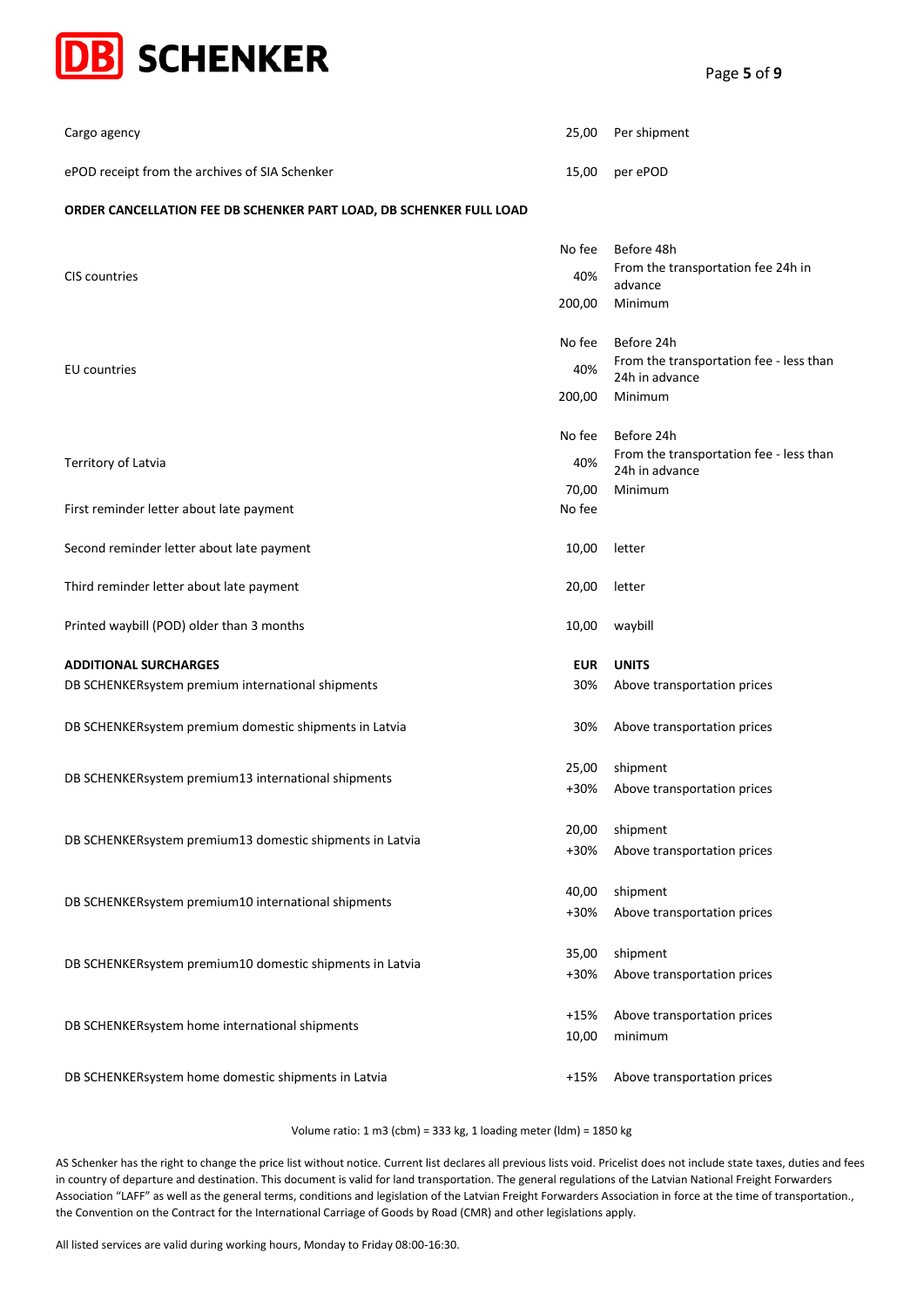| | | |
|---|---|---|
| Cargo agency | 25,00 | Per shipment |
| ePOD receipt from the archives of SIA Schenker | 15,00 | per ePOD |
| **ORDER CANCELLATION FEE DB SCHENKER PART LOAD, DB SCHENKER FULL LOAD** | | |
| CIS countries | No fee | Before 48h |
| | 40% | From the transportation fee 24h in advance |
| | 200,00 | Minimum |
| EU countries | No fee | Before 24h |
| | 40% | From the transportation fee - less than 24h in advance |
| | 200,00 | Minimum |
| Territory of Latvia | No fee | Before 24h |
| | 40% | From the transportation fee - less than 24h in advance |
| | 70,00 | Minimum |
| First reminder letter about late payment | No fee | |
| Second reminder letter about late payment | 10,00 | letter |
| Third reminder letter about late payment | 20,00 | letter |
| Printed waybill (POD) older than 3 months | 10,00 | waybill |
| **ADDITIONAL SURCHARGES** | **EUR** | **UNITS** |
| DB SCHENKERsystem premium international shipments | 30% | Above transportation prices |
| DB SCHENKERsystem premium domestic shipments in Latvia | 30% | Above transportation prices |
| DB SCHENKERsystem premium13 international shipments | 25,00 | shipment |
| | +30% | Above transportation prices |
| DB SCHENKERsystem premium13 domestic shipments in Latvia | 20,00 | shipment |
| | +30% | Above transportation prices |
| DB SCHENKERsystem premium10 international shipments | 40,00 | shipment |
| | +30% | Above transportation prices |
| DB SCHENKERsystem premium10 domestic shipments in Latvia | 35,00 | shipment |
| | +30% | Above transportation prices |
| DB SCHENKERsystem home international shipments | +15% | Above transportation prices |
| | 10,00 | minimum |
| DB SCHENKERsystem home domestic shipments in Latvia | +15% | Above transportation prices |

Volume ratio: 1 m3 (cbm) = 333 kg, 1 loading meter (ldm) = 1850 kg

AS Schenker has the right to change the price list without notice. Current list declares all previous lists void. Pricelist does not include state taxes, duties and fees in country of departure and destination. This document is valid for land transportation. The general regulations of the Latvian National Freight Forwarders Association "LAFF" as well as the general terms, conditions and legislation of the Latvian Freight Forwarders Association in force at the time of transportation., the Convention on the Contract for the International Carriage of Goods by Road (CMR) and other legislations apply.

All listed services are valid during working hours, Monday to Friday 08:00-16:30.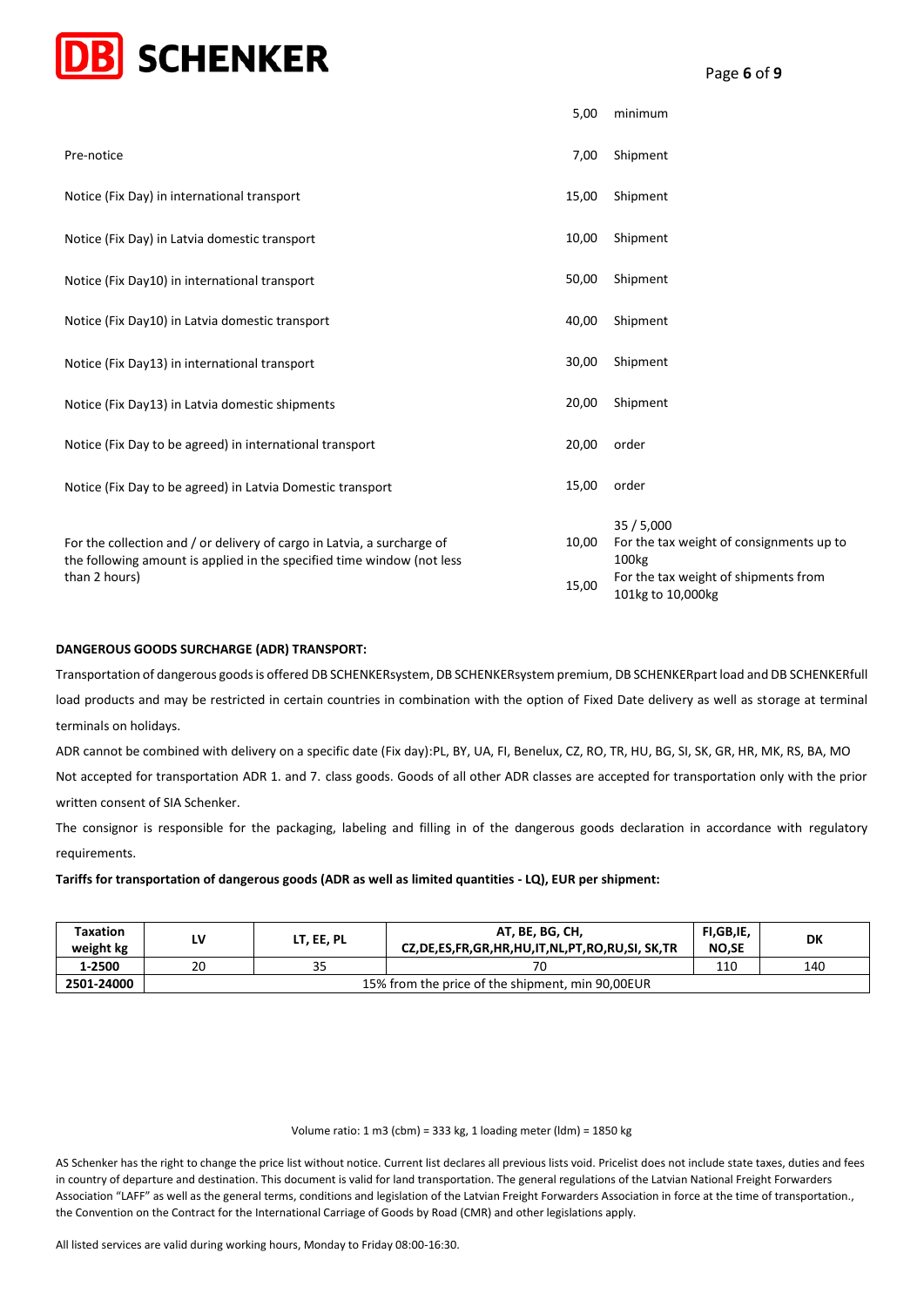| | | |
|---|---|---|
| | 5,00 | minimum |
| Pre-notice | 7,00 | Shipment |
| Notice (Fix Day) in international transport | 15,00 | Shipment |
| Notice (Fix Day) in Latvia domestic transport | 10,00 | Shipment |
| Notice (Fix Day10) in international transport | 50,00 | Shipment |
| Notice (Fix Day10) in Latvia domestic transport | 40,00 | Shipment |
| Notice (Fix Day13) in international transport | 30,00 | Shipment |
| Notice (Fix Day13) in Latvia domestic shipments | 20,00 | Shipment |
| Notice (Fix Day to be agreed) in international transport | 20,00 | order |
| Notice (Fix Day to be agreed) in Latvia Domestic transport | 15,00 | order |
| For the collection and / or delivery of cargo in Latvia, a surcharge of the following amount is applied in the specified time window (not less than 2 hours) | 10,00 | 35 / 5,000 For the tax weight of consignments up to 100kg |
| | 15,00 | For the tax weight of shipments from 101kg to 10,000kg |

**DANGEROUS GOODS SURCHARGE (ADR) TRANSPORT:**

Transportation of dangerous goods is offered DB SCHENKERsystem, DB SCHENKERsystem premium, DB SCHENKERpart load and DB SCHENKERfull load products and may be restricted in certain countries in combination with the option of Fixed Date delivery as well as storage at terminal terminals on holidays.

ADR cannot be combined with delivery on a specific date (Fix day):PL, BY, UA, FI, Benelux, CZ, RO, TR, HU, BG, SI, SK, GR, HR, MK, RS, BA, MO

Not accepted for transportation ADR 1. and 7. class goods. Goods of all other ADR classes are accepted for transportation only with the prior written consent of SIA Schenker.

The consignor is responsible for the packaging, labeling and filling in of the dangerous goods declaration in accordance with regulatory requirements.

**Tariffs for transportation of dangerous goods (ADR as well as limited quantities - LQ), EUR per shipment:**

| Taxation weight kg | LV | LT, EE, PL | AT, BE, BG, CH, CZ,DE,ES,FR,GR,HR,HU,IT,NL,PT,RO,RU,SI, SK,TR | FI,GB,IE, NO,SE | DK |
|---|---|---|---|---|---|
| 1-2500 | 20 | 35 | 70 | 110 | 140 |
| 2501-24000 | 15% from the price of the shipment, min 90,00EUR | | | | |

Volume ratio: 1 m3 (cbm) = 333 kg, 1 loading meter (ldm) = 1850 kg

AS Schenker has the right to change the price list without notice. Current list declares all previous lists void. Pricelist does not include state taxes, duties and fees in country of departure and destination. This document is valid for land transportation. The general regulations of the Latvian National Freight Forwarders Association "LAFF" as well as the general terms, conditions and legislation of the Latvian Freight Forwarders Association in force at the time of transportation., the Convention on the Contract for the International Carriage of Goods by Road (CMR) and other legislations apply.

All listed services are valid during working hours, Monday to Friday 08:00-16:30.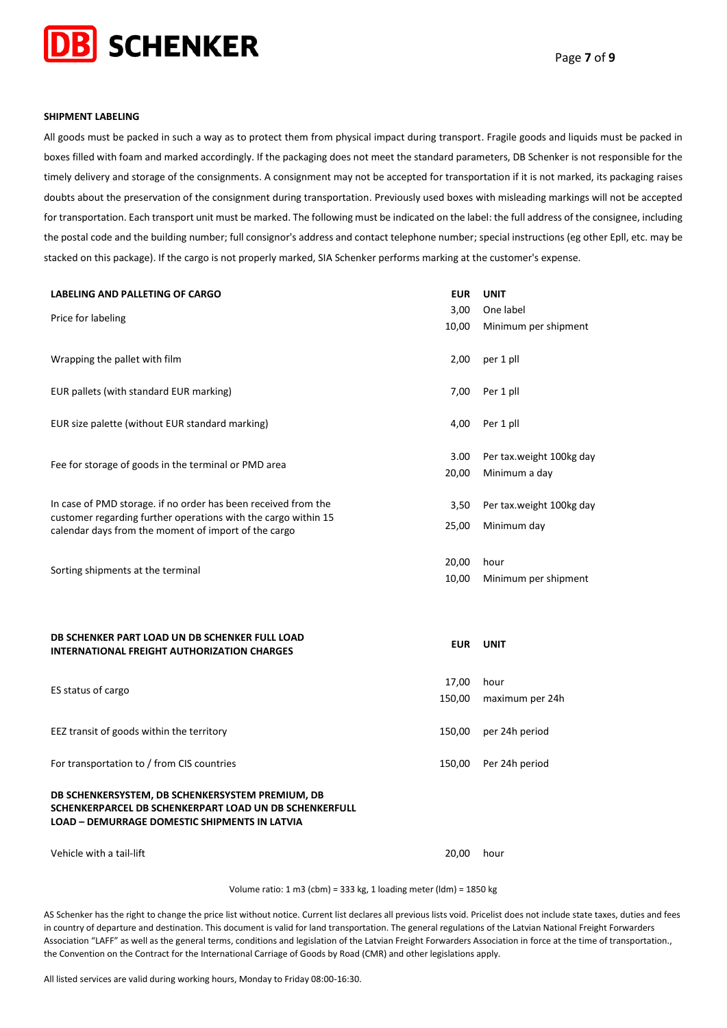**SHIPMENT LABELING**

All goods must be packed in such a way as to protect them from physical impact during transport. Fragile goods and liquids must be packed in boxes filled with foam and marked accordingly. If the packaging does not meet the standard parameters, DB Schenker is not responsible for the timely delivery and storage of the consignments. A consignment may not be accepted for transportation if it is not marked, its packaging raises doubts about the preservation of the consignment during transportation. Previously used boxes with misleading markings will not be accepted for transportation. Each transport unit must be marked. The following must be indicated on the label: the full address of the consignee, including the postal code and the building number; full consignor's address and contact telephone number; special instructions (eg other Epll, etc. may be stacked on this package). If the cargo is not properly marked, SIA Schenker performs marking at the customer's expense.

| LABELING AND PALLETING OF CARGO | EUR | UNIT |
|---|---|---|
| Price for labeling | 3,00 | One label |
| | 10,00 | Minimum per shipment |
| Wrapping the pallet with film | 2,00 | per 1 pll |
| EUR pallets (with standard EUR marking) | 7,00 | Per 1 pll |
| EUR size palette (without EUR standard marking) | 4,00 | Per 1 pll |
| Fee for storage of goods in the terminal or PMD area | 3.00 | Per tax.weight 100kg day |
| | 20,00 | Minimum a day |
| In case of PMD storage. if no order has been received from the customer regarding further operations with the cargo within 15 calendar days from the moment of import of the cargo | 3,50 | Per tax.weight 100kg day |
| | 25,00 | Minimum day |
| Sorting shipments at the terminal | 20,00 | hour |
| | 10,00 | Minimum per shipment |

| DB SCHENKER PART LOAD UN DB SCHENKER FULL LOAD INTERNATIONAL FREIGHT AUTHORIZATION CHARGES | EUR | UNIT |
|---|---|---|
| ES status of cargo | 17,00 | hour |
| | 150,00 | maximum per 24h |
| EEZ transit of goods within the territory | 150,00 | per 24h period |
| For transportation to / from CIS countries | 150,00 | Per 24h period |

| DB SCHENKERSYSTEM, DB SCHENKERSYSTEM PREMIUM, DB SCHENKERPARCEL DB SCHENKERPART LOAD UN DB SCHENKERFULL LOAD – DEMURRAGE DOMESTIC SHIPMENTS IN LATVIA | | |
|---|---|---|
| Vehicle with a tail-lift | 20,00 | hour |

Volume ratio: 1 m3 (cbm) = 333 kg, 1 loading meter (ldm) = 1850 kg

AS Schenker has the right to change the price list without notice. Current list declares all previous lists void. Pricelist does not include state taxes, duties and fees in country of departure and destination. This document is valid for land transportation. The general regulations of the Latvian National Freight Forwarders Association "LAFF" as well as the general terms, conditions and legislation of the Latvian Freight Forwarders Association in force at the time of transportation., the Convention on the Contract for the International Carriage of Goods by Road (CMR) and other legislations apply.

All listed services are valid during working hours, Monday to Friday 08:00-16:30.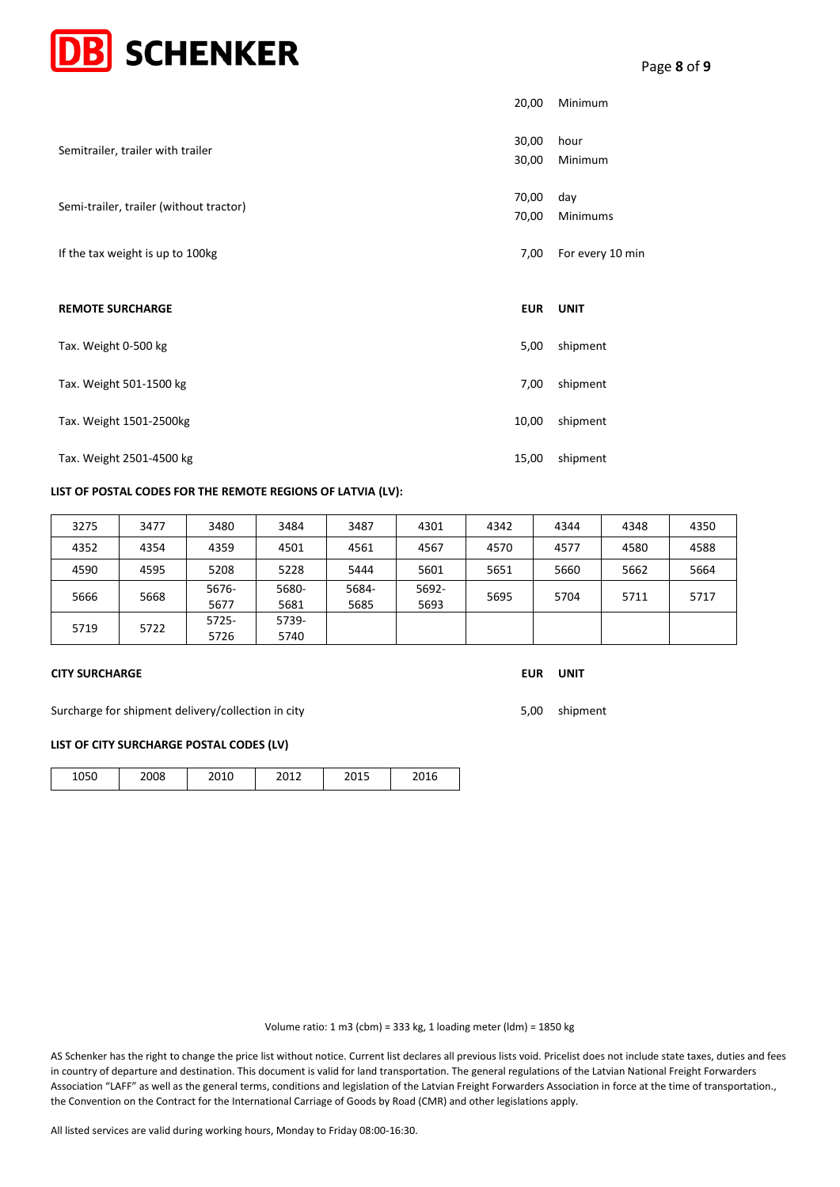| | EUR | UNIT |
|---|---|---|
| | 20,00 | Minimum |
| Semitrailer, trailer with trailer | 30,00 | hour |
| | 30,00 | Minimum |
| Semi-trailer, trailer (without tractor) | 70,00 | day |
| | 70,00 | Minimums |
| If the tax weight is up to 100kg | 7,00 | For every 10 min |

| REMOTE SURCHARGE | EUR | UNIT |
|---|---|---|
| Tax. Weight 0-500 kg | 5,00 | shipment |
| Tax. Weight 501-1500 kg | 7,00 | shipment |
| Tax. Weight 1501-2500kg | 10,00 | shipment |
| Tax. Weight 2501-4500 kg | 15,00 | shipment |

**LIST OF POSTAL CODES FOR THE REMOTE REGIONS OF LATVIA (LV):**

| | | | | | | | | | |
|---|---|---|---|---|---|---|---|---|---|
| 3275 | 3477 | 3480 | 3484 | 3487 | 4301 | 4342 | 4344 | 4348 | 4350 |
| 4352 | 4354 | 4359 | 4501 | 4561 | 4567 | 4570 | 4577 | 4580 | 4588 |
| 4590 | 4595 | 5208 | 5228 | 5444 | 5601 | 5651 | 5660 | 5662 | 5664 |
| 5666 | 5668 | 5676-5677 | 5680-5681 | 5684-5685 | 5692-5693 | 5695 | 5704 | 5711 | 5717 |
| 5719 | 5722 | 5725-5726 | 5739-5740 | | | | | | |

| CITY SURCHARGE | EUR | UNIT |
|---|---|---|
| Surcharge for shipment delivery/collection in city | 5,00 | shipment |

**LIST OF CITY SURCHARGE POSTAL CODES (LV)**

| | | | | | |
|---|---|---|---|---|---|
| 1050 | 2008 | 2010 | 2012 | 2015 | 2016 |

Volume ratio: 1 m3 (cbm) = 333 kg, 1 loading meter (ldm) = 1850 kg

AS Schenker has the right to change the price list without notice. Current list declares all previous lists void. Pricelist does not include state taxes, duties and fees in country of departure and destination. This document is valid for land transportation. The general regulations of the Latvian National Freight Forwarders Association "LAFF" as well as the general terms, conditions and legislation of the Latvian Freight Forwarders Association in force at the time of transportation., the Convention on the Contract for the International Carriage of Goods by Road (CMR) and other legislations apply.

All listed services are valid during working hours, Monday to Friday 08:00-16:30.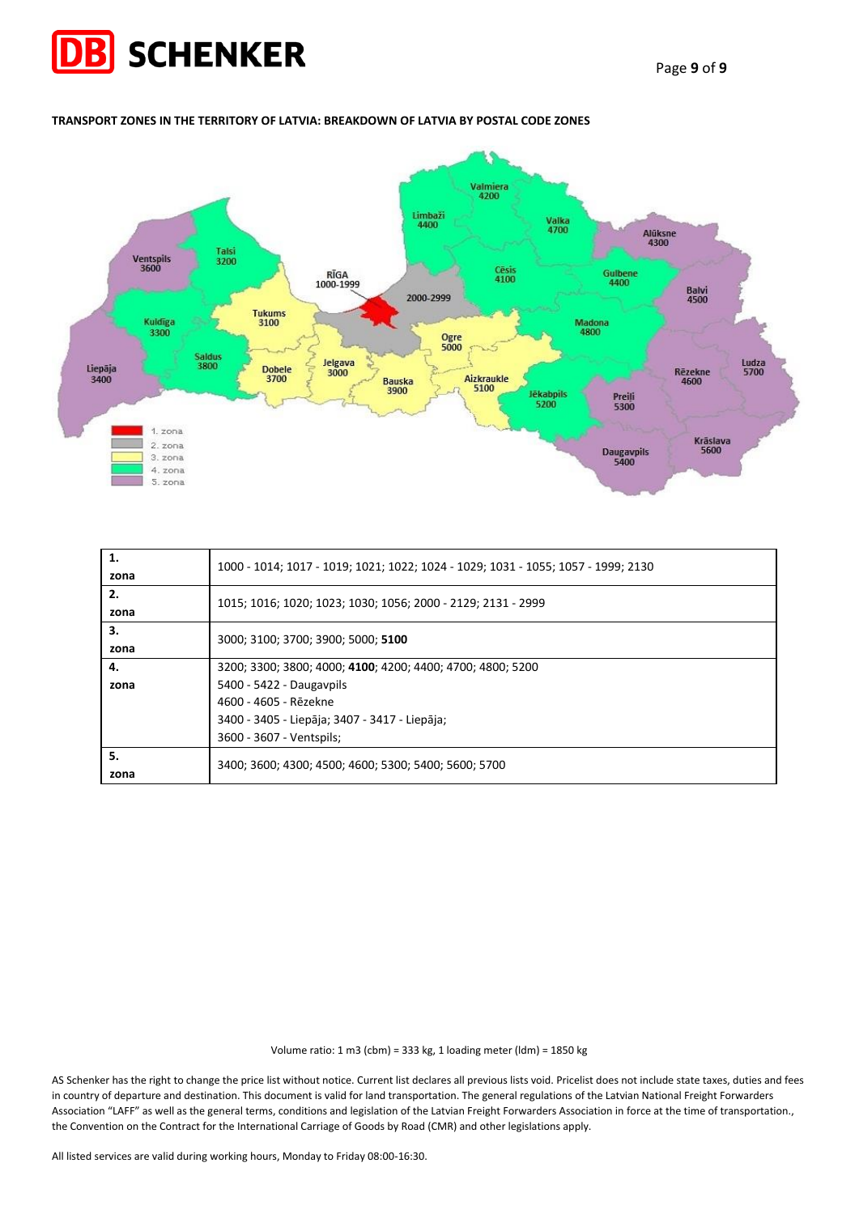**TRANSPORT ZONES IN THE TERRITORY OF LATVIA: BREAKDOWN OF LATVIA BY POSTAL CODE ZONES**

Ventspils 3600
Talsi 3200
Limbaži 4400
Valmiera 4200
Valka 4700
Alūksne 4300
RĪGA 1000-1999
2000-2999
Cēsis 4100
Gulbene 4400
Balvi 4500
Tukums 3100
Kuldīga 3300
Madona 4800
Ogre 5000
Saldus 3800
Liepāja 3400
Dobele 3700
Jelgava 3000
Bauska 3900
Aizkraukle 5100
Jēkabpils 5200
Preiļi 5300
Rēzekne 4600
Ludza 5700
Krāslava 5600
Daugavpils 5400

1. zona
2. zona
3. zona
4. zona
5. zona

| | |
|---|---|
| **1. zona** | 1000 - 1014; 1017 - 1019; 1021; 1022; 1024 - 1029; 1031 - 1055; 1057 - 1999; 2130 |
| **2. zona** | 1015; 1016; 1020; 1023; 1030; 1056; 2000 - 2129; 2131 - 2999 |
| **3. zona** | 3000; 3100; 3700; 3900; 5000; **5100** |
| **4. zona** | 3200; 3300; 3800; 4000; **4100**; 4200; 4400; 4700; 4800; 5200<br>5400 - 5422 - Daugavpils<br>4600 - 4605 - Rēzekne<br>3400 - 3405 - Liepāja; 3407 - 3417 - Liepāja;<br>3600 - 3607 - Ventspils; |
| **5. zona** | 3400; 3600; 4300; 4500; 4600; 5300; 5400; 5600; 5700 |

Volume ratio: 1 m3 (cbm) = 333 kg, 1 loading meter (ldm) = 1850 kg

AS Schenker has the right to change the price list without notice. Current list declares all previous lists void. Pricelist does not include state taxes, duties and fees in country of departure and destination. This document is valid for land transportation. The general regulations of the Latvian National Freight Forwarders Association "LAFF" as well as the general terms, conditions and legislation of the Latvian Freight Forwarders Association in force at the time of transportation., the Convention on the Contract for the International Carriage of Goods by Road (CMR) and other legislations apply.

All listed services are valid during working hours, Monday to Friday 08:00-16:30.